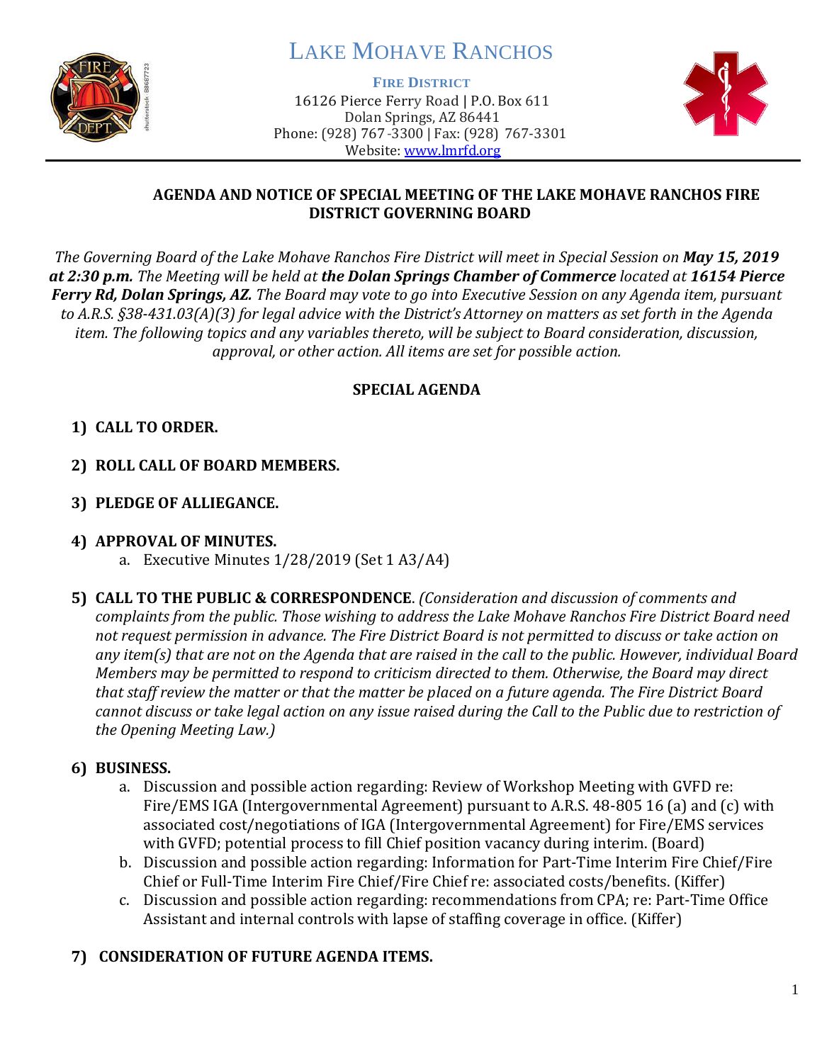# LAKE MOHAVE RANCHOS

**FIRE DISTRICT**

16126 Pierce Ferry Road | P.O. Box 611
Dolan Springs, AZ 86441
Phone: (928) 767-3300 | Fax: (928) 767-3301
Website: www.lmrfd.org

## AGENDA AND NOTICE OF SPECIAL MEETING OF THE LAKE MOHAVE RANCHOS FIRE DISTRICT GOVERNING BOARD

*The Governing Board of the Lake Mohave Ranchos Fire District will meet in Special Session on* ***May 15, 2019 at 2:30 p.m.*** *The Meeting will be held at* ***the Dolan Springs Chamber of Commerce*** *located at* ***16154 Pierce Ferry Rd, Dolan Springs, AZ.*** *The Board may vote to go into Executive Session on any Agenda item, pursuant to A.R.S. §38-431.03(A)(3) for legal advice with the District's Attorney on matters as set forth in the Agenda item. The following topics and any variables thereto, will be subject to Board consideration, discussion, approval, or other action. All items are set for possible action.*

### SPECIAL AGENDA

1) **CALL TO ORDER.**

2) **ROLL CALL OF BOARD MEMBERS.**

3) **PLEDGE OF ALLIEGANCE.**

4) **APPROVAL OF MINUTES.**
   a. Executive Minutes 1/28/2019 (Set 1 A3/A4)

5) **CALL TO THE PUBLIC & CORRESPONDENCE**. *(Consideration and discussion of comments and complaints from the public. Those wishing to address the Lake Mohave Ranchos Fire District Board need not request permission in advance. The Fire District Board is not permitted to discuss or take action on any item(s) that are not on the Agenda that are raised in the call to the public. However, individual Board Members may be permitted to respond to criticism directed to them. Otherwise, the Board may direct that staff review the matter or that the matter be placed on a future agenda. The Fire District Board cannot discuss or take legal action on any issue raised during the Call to the Public due to restriction of the Opening Meeting Law.)*

6) **BUSINESS.**
   a. Discussion and possible action regarding: Review of Workshop Meeting with GVFD re: Fire/EMS IGA (Intergovernmental Agreement) pursuant to A.R.S. 48-805 16 (a) and (c) with associated cost/negotiations of IGA (Intergovernmental Agreement) for Fire/EMS services with GVFD; potential process to fill Chief position vacancy during interim. (Board)
   b. Discussion and possible action regarding: Information for Part-Time Interim Fire Chief/Fire Chief or Full-Time Interim Fire Chief/Fire Chief re: associated costs/benefits. (Kiffer)
   c. Discussion and possible action regarding: recommendations from CPA; re: Part-Time Office Assistant and internal controls with lapse of staffing coverage in office. (Kiffer)

7) **CONSIDERATION OF FUTURE AGENDA ITEMS.**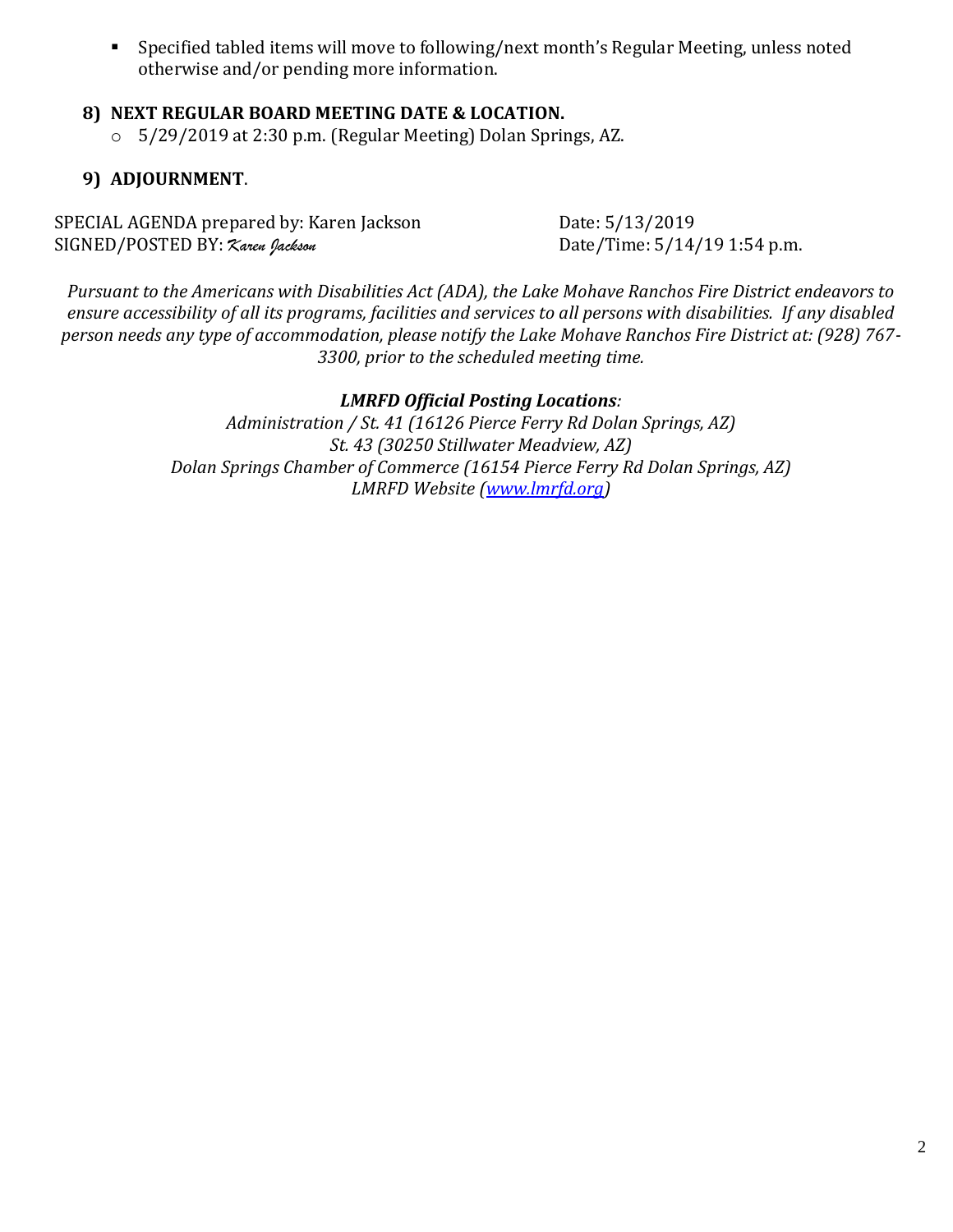- Specified tabled items will move to following/next month's Regular Meeting, unless noted otherwise and/or pending more information.

**8) NEXT REGULAR BOARD MEETING DATE & LOCATION.**

- 5/29/2019 at 2:30 p.m. (Regular Meeting) Dolan Springs, AZ.

**9) ADJOURNMENT**.

SPECIAL AGENDA prepared by: Karen Jackson                    Date: 5/13/2019
SIGNED/POSTED BY: *Karen Jackson*                    Date/Time: 5/14/19 1:54 p.m.

*Pursuant to the Americans with Disabilities Act (ADA), the Lake Mohave Ranchos Fire District endeavors to ensure accessibility of all its programs, facilities and services to all persons with disabilities. If any disabled person needs any type of accommodation, please notify the Lake Mohave Ranchos Fire District at: (928) 767-3300, prior to the scheduled meeting time.*

***LMRFD Official Posting Locations**:*

*Administration / St. 41 (16126 Pierce Ferry Rd Dolan Springs, AZ)*
*St. 43 (30250 Stillwater Meadview, AZ)*
*Dolan Springs Chamber of Commerce (16154 Pierce Ferry Rd Dolan Springs, AZ)*
*LMRFD Website ([www.lmrfd.org](http://www.lmrfd.org))*